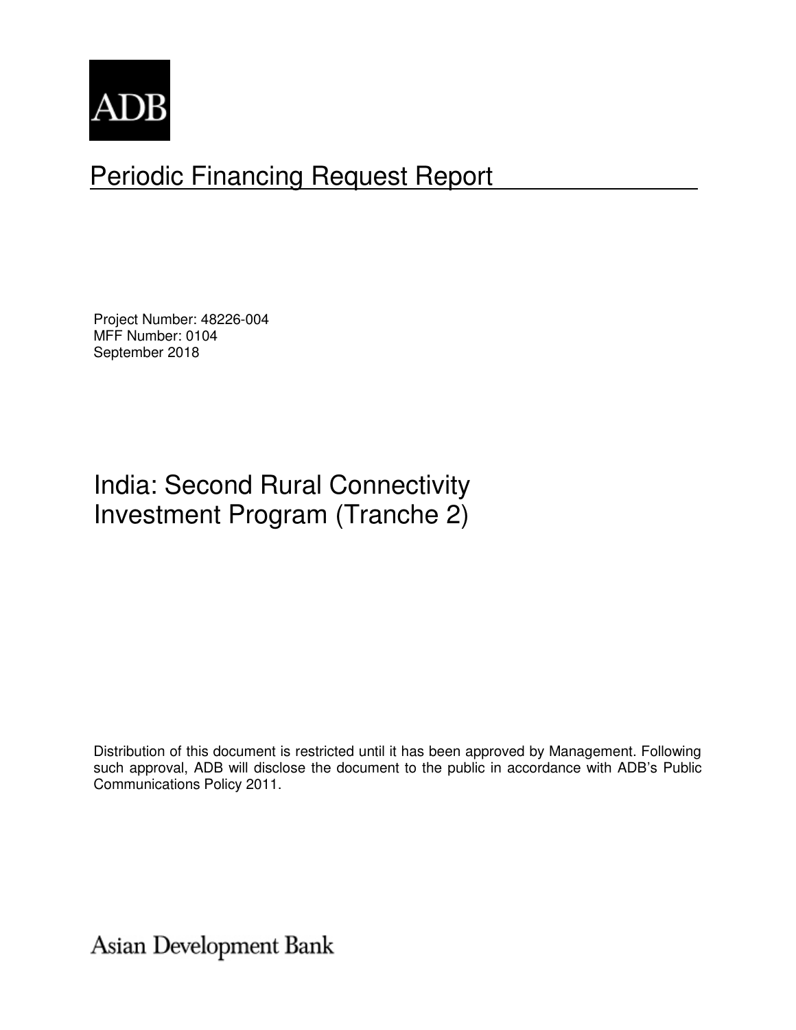ADB

# Periodic Financing Request Report

Project Number: 48226-004
MFF Number: 0104
September 2018

## India: Second Rural Connectivity Investment Program (Tranche 2)

Distribution of this document is restricted until it has been approved by Management. Following such approval, ADB will disclose the document to the public in accordance with ADB's Public Communications Policy 2011.

Asian Development Bank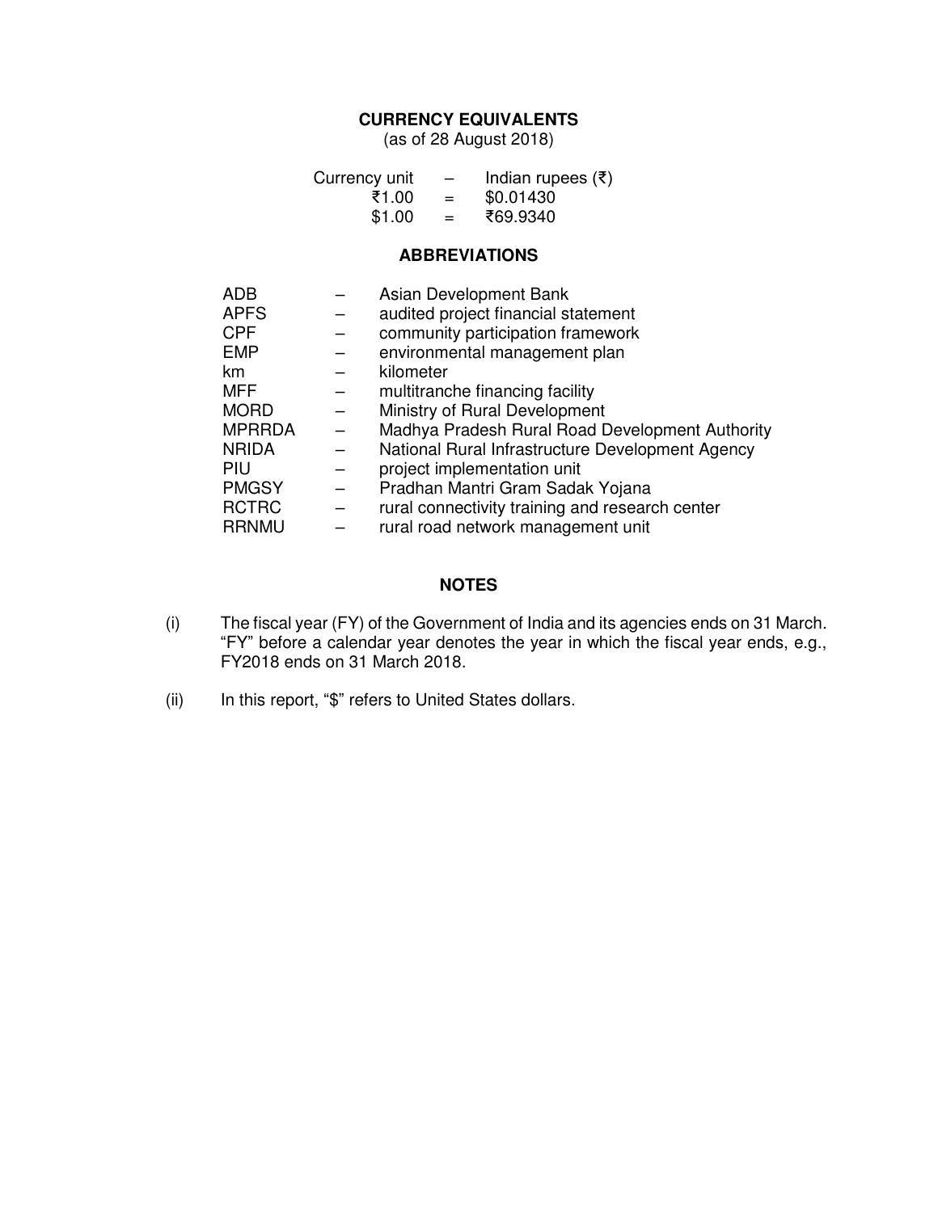## CURRENCY EQUIVALENTS

(as of 28 August 2018)

| | | |
|---|---|---|
| Currency unit | – | Indian rupees (₹) |
| ₹1.00 | = | $0.01430 |
| $1.00 | = | ₹69.9340 |

## ABBREVIATIONS

| | | |
|---|---|---|
| ADB | – | Asian Development Bank |
| APFS | – | audited project financial statement |
| CPF | – | community participation framework |
| EMP | – | environmental management plan |
| km | – | kilometer |
| MFF | – | multitranche financing facility |
| MORD | – | Ministry of Rural Development |
| MPRRDA | – | Madhya Pradesh Rural Road Development Authority |
| NRIDA | – | National Rural Infrastructure Development Agency |
| PIU | – | project implementation unit |
| PMGSY | – | Pradhan Mantri Gram Sadak Yojana |
| RCTRC | – | rural connectivity training and research center |
| RRNMU | – | rural road network management unit |

## NOTES

(i) The fiscal year (FY) of the Government of India and its agencies ends on 31 March. "FY" before a calendar year denotes the year in which the fiscal year ends, e.g., FY2018 ends on 31 March 2018.

(ii) In this report, "$" refers to United States dollars.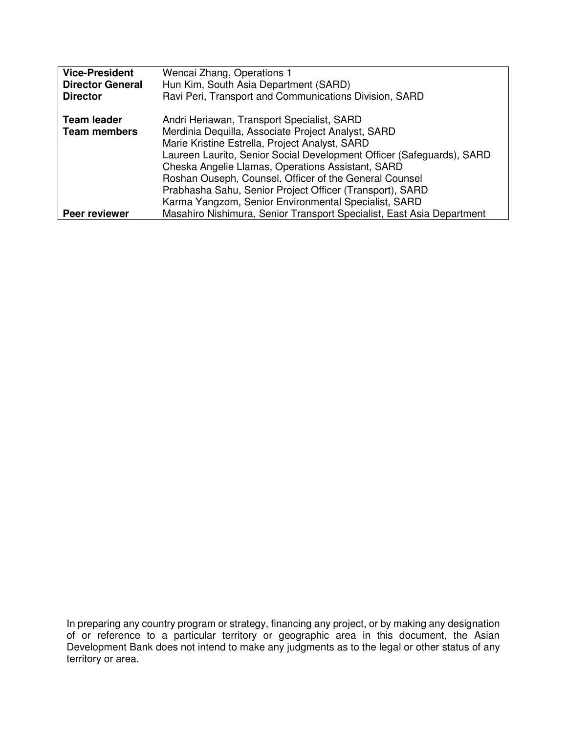| | |
|---|---|
| **Vice-President** | Wencai Zhang, Operations 1 |
| **Director General** | Hun Kim, South Asia Department (SARD) |
| **Director** | Ravi Peri, Transport and Communications Division, SARD |
| | |
| **Team leader** | Andri Heriawan, Transport Specialist, SARD |
| **Team members** | Merdinia Dequilla, Associate Project Analyst, SARD |
| | Marie Kristine Estrella, Project Analyst, SARD |
| | Laureen Laurito, Senior Social Development Officer (Safeguards), SARD |
| | Cheska Angelie Llamas, Operations Assistant, SARD |
| | Roshan Ouseph, Counsel, Officer of the General Counsel |
| | Prabhasha Sahu, Senior Project Officer (Transport), SARD |
| | Karma Yangzom, Senior Environmental Specialist, SARD |
| **Peer reviewer** | Masahiro Nishimura, Senior Transport Specialist, East Asia Department |

In preparing any country program or strategy, financing any project, or by making any designation of or reference to a particular territory or geographic area in this document, the Asian Development Bank does not intend to make any judgments as to the legal or other status of any territory or area.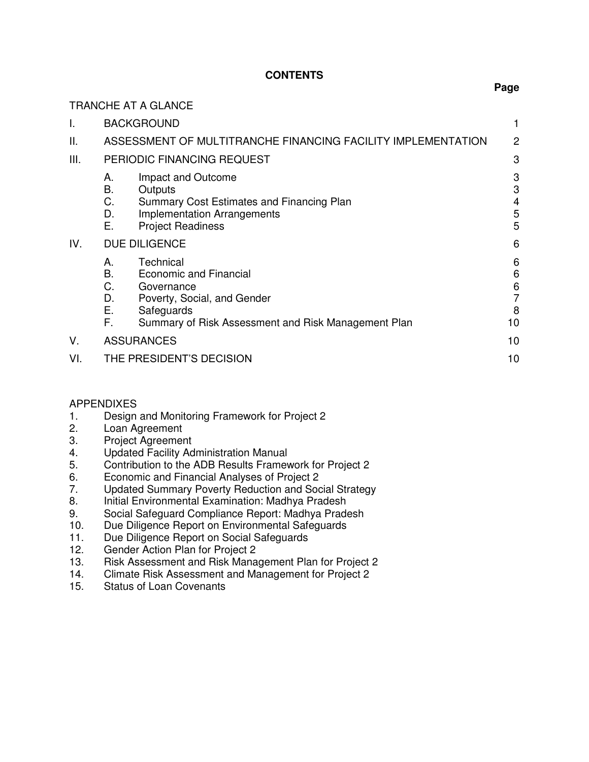# CONTENTS

| | | Page |
|---|---|---|
| TRANCHE AT A GLANCE | | |
| I. | BACKGROUND | 1 |
| II. | ASSESSMENT OF MULTITRANCHE FINANCING FACILITY IMPLEMENTATION | 2 |
| III. | PERIODIC FINANCING REQUEST | 3 |
| | A. Impact and Outcome | 3 |
| | B. Outputs | 3 |
| | C. Summary Cost Estimates and Financing Plan | 4 |
| | D. Implementation Arrangements | 5 |
| | E. Project Readiness | 5 |
| IV. | DUE DILIGENCE | 6 |
| | A. Technical | 6 |
| | B. Economic and Financial | 6 |
| | C. Governance | 6 |
| | D. Poverty, Social, and Gender | 7 |
| | E. Safeguards | 8 |
| | F. Summary of Risk Assessment and Risk Management Plan | 10 |
| V. | ASSURANCES | 10 |
| VI. | THE PRESIDENT'S DECISION | 10 |

APPENDIXES

1. Design and Monitoring Framework for Project 2
2. Loan Agreement
3. Project Agreement
4. Updated Facility Administration Manual
5. Contribution to the ADB Results Framework for Project 2
6. Economic and Financial Analyses of Project 2
7. Updated Summary Poverty Reduction and Social Strategy
8. Initial Environmental Examination: Madhya Pradesh
9. Social Safeguard Compliance Report: Madhya Pradesh
10. Due Diligence Report on Environmental Safeguards
11. Due Diligence Report on Social Safeguards
12. Gender Action Plan for Project 2
13. Risk Assessment and Risk Management Plan for Project 2
14. Climate Risk Assessment and Management for Project 2
15. Status of Loan Covenants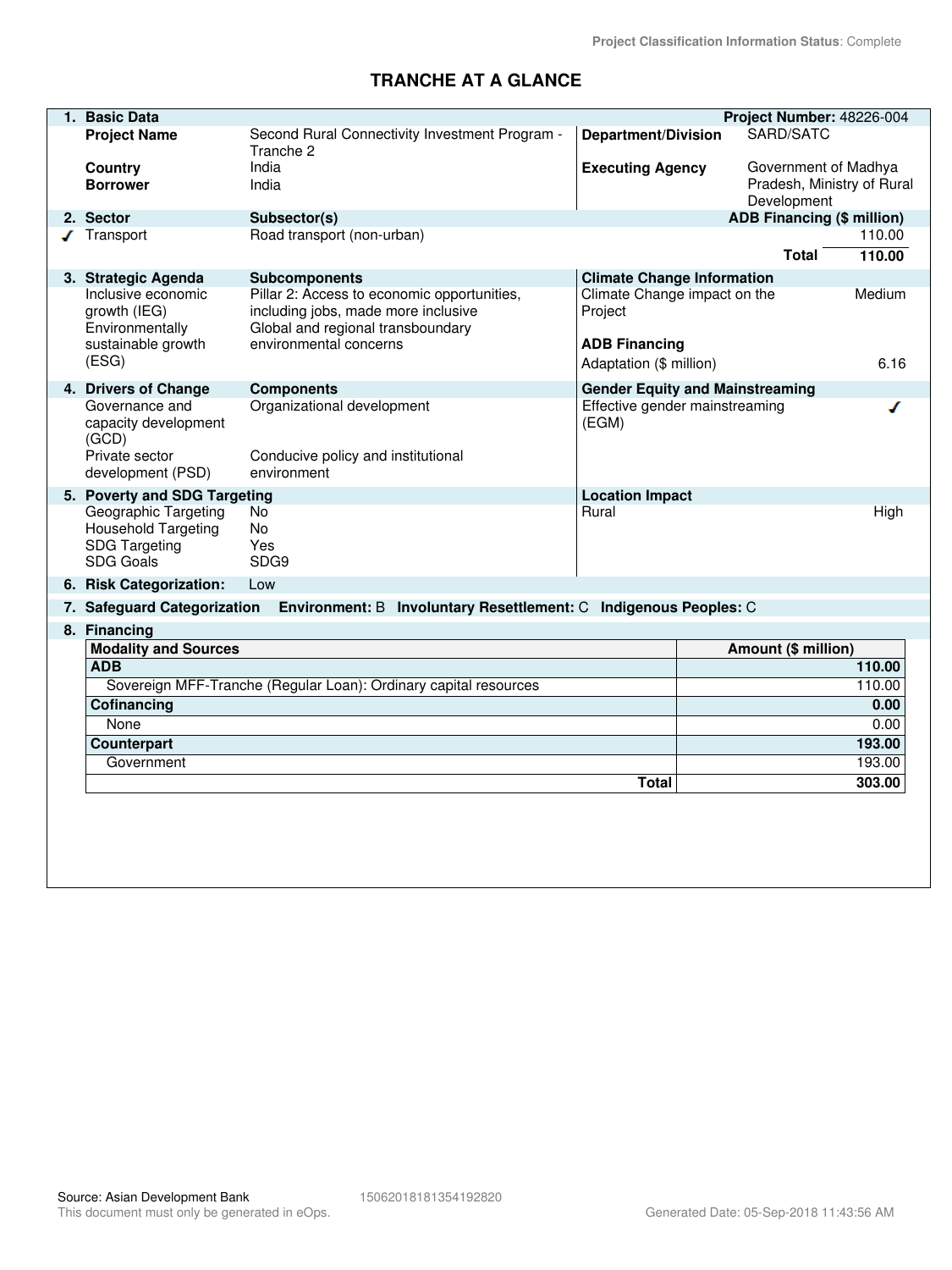Project Classification Information Status: Complete

# TRANCHE AT A GLANCE

| 1. Basic Data | | | Project Number: 48226-004 |
|---|---|---|---|
| Project Name | Second Rural Connectivity Investment Program - Tranche 2 | Department/Division | SARD/SATC |
| Country | India | Executing Agency | Government of Madhya Pradesh, Ministry of Rural Development |
| Borrower | India | | |

| 2. Sector | Subsector(s) | ADB Financing ($ million) |
|---|---|---|
| ✓ Transport | Road transport (non-urban) | 110.00 |
| | Total | 110.00 |

| 3. Strategic Agenda | Subcomponents | Climate Change Information | |
|---|---|---|---|
| Inclusive economic growth (IEG) | Pillar 2: Access to economic opportunities, including jobs, made more inclusive | Climate Change impact on the Project | Medium |
| Environmentally sustainable growth (ESG) | Global and regional transboundary environmental concerns | **ADB Financing** | |
| | | Adaptation ($ million) | 6.16 |

| 4. Drivers of Change | Components | Gender Equity and Mainstreaming | |
|---|---|---|---|
| Governance and capacity development (GCD) | Organizational development | Effective gender mainstreaming (EGM) | ✓ |
| Private sector development (PSD) | Conducive policy and institutional environment | | |

| 5. Poverty and SDG Targeting | | Location Impact | |
|---|---|---|---|
| Geographic Targeting | No | Rural | High |
| Household Targeting | No | | |
| SDG Targeting | Yes | | |
| SDG Goals | SDG9 | | |

**6. Risk Categorization:** Low

**7. Safeguard Categorization** **Environment:** B **Involuntary Resettlement:** C **Indigenous Peoples:** C

**8. Financing**

| Modality and Sources | Amount ($ million) |
|---|---|
| **ADB** | **110.00** |
| Sovereign MFF-Tranche (Regular Loan): Ordinary capital resources | 110.00 |
| **Cofinancing** | **0.00** |
| None | 0.00 |
| **Counterpart** | **193.00** |
| Government | 193.00 |
| **Total** | **303.00** |

Source: Asian Development Bank 15062018181354192820
This document must only be generated in eOps. Generated Date: 05-Sep-2018 11:43:56 AM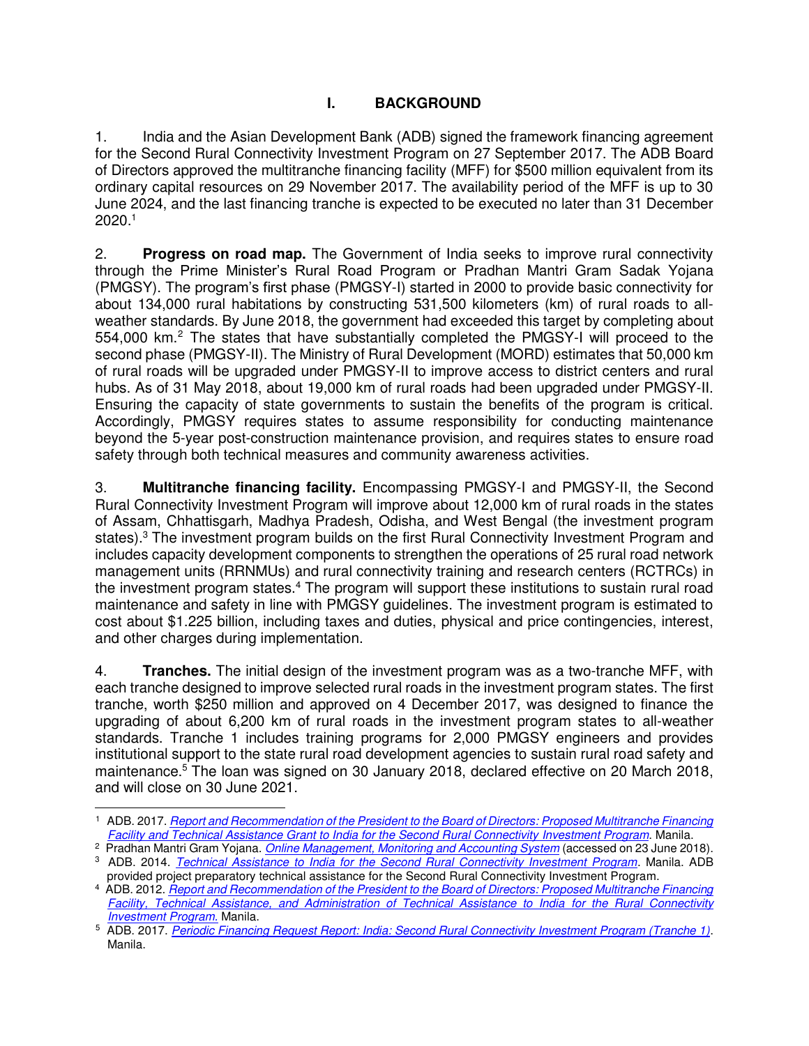# I. BACKGROUND

1. India and the Asian Development Bank (ADB) signed the framework financing agreement for the Second Rural Connectivity Investment Program on 27 September 2017. The ADB Board of Directors approved the multitranche financing facility (MFF) for $500 million equivalent from its ordinary capital resources on 29 November 2017. The availability period of the MFF is up to 30 June 2024, and the last financing tranche is expected to be executed no later than 31 December 2020.[1]

2. **Progress on road map.** The Government of India seeks to improve rural connectivity through the Prime Minister's Rural Road Program or Pradhan Mantri Gram Sadak Yojana (PMGSY). The program's first phase (PMGSY-I) started in 2000 to provide basic connectivity for about 134,000 rural habitations by constructing 531,500 kilometers (km) of rural roads to all-weather standards. By June 2018, the government had exceeded this target by completing about 554,000 km.[2] The states that have substantially completed the PMGSY-I will proceed to the second phase (PMGSY-II). The Ministry of Rural Development (MORD) estimates that 50,000 km of rural roads will be upgraded under PMGSY-II to improve access to district centers and rural hubs. As of 31 May 2018, about 19,000 km of rural roads had been upgraded under PMGSY-II. Ensuring the capacity of state governments to sustain the benefits of the program is critical. Accordingly, PMGSY requires states to assume responsibility for conducting maintenance beyond the 5-year post-construction maintenance provision, and requires states to ensure road safety through both technical measures and community awareness activities.

3. **Multitranche financing facility.** Encompassing PMGSY-I and PMGSY-II, the Second Rural Connectivity Investment Program will improve about 12,000 km of rural roads in the states of Assam, Chhattisgarh, Madhya Pradesh, Odisha, and West Bengal (the investment program states).[3] The investment program builds on the first Rural Connectivity Investment Program and includes capacity development components to strengthen the operations of 25 rural road network management units (RRNMUs) and rural connectivity training and research centers (RCTRCs) in the investment program states.[4] The program will support these institutions to sustain rural road maintenance and safety in line with PMGSY guidelines. The investment program is estimated to cost about $1.225 billion, including taxes and duties, physical and price contingencies, interest, and other charges during implementation.

4. **Tranches.** The initial design of the investment program was as a two-tranche MFF, with each tranche designed to improve selected rural roads in the investment program states. The first tranche, worth $250 million and approved on 4 December 2017, was designed to finance the upgrading of about 6,200 km of rural roads in the investment program states to all-weather standards. Tranche 1 includes training programs for 2,000 PMGSY engineers and provides institutional support to the state rural road development agencies to sustain rural road safety and maintenance.[5] The loan was signed on 30 January 2018, declared effective on 20 March 2018, and will close on 30 June 2021.

---

[1] ADB. 2017. *Report and Recommendation of the President to the Board of Directors: Proposed Multitranche Financing Facility and Technical Assistance Grant to India for the Second Rural Connectivity Investment Program*. Manila.

[2] Pradhan Mantri Gram Yojana. *Online Management, Monitoring and Accounting System* (accessed on 23 June 2018).

[3] ADB. 2014. *Technical Assistance to India for the Second Rural Connectivity Investment Program*. Manila. ADB provided project preparatory technical assistance for the Second Rural Connectivity Investment Program.

[4] ADB. 2012. *Report and Recommendation of the President to the Board of Directors: Proposed Multitranche Financing Facility, Technical Assistance, and Administration of Technical Assistance to India for the Rural Connectivity Investment Program.* Manila.

[5] ADB. 2017. *Periodic Financing Request Report: India: Second Rural Connectivity Investment Program (Tranche 1)*. Manila.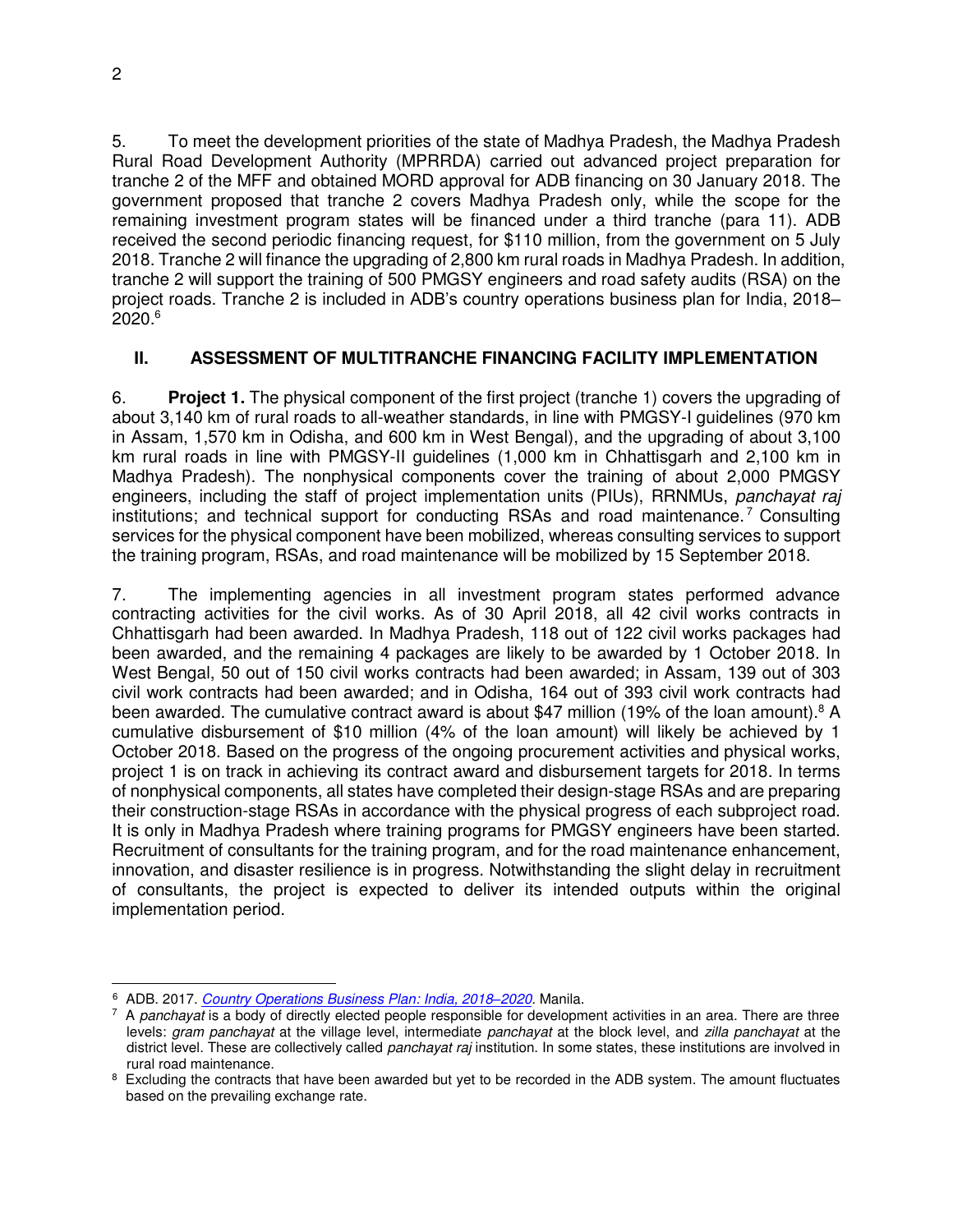5. To meet the development priorities of the state of Madhya Pradesh, the Madhya Pradesh Rural Road Development Authority (MPRRDA) carried out advanced project preparation for tranche 2 of the MFF and obtained MORD approval for ADB financing on 30 January 2018. The government proposed that tranche 2 covers Madhya Pradesh only, while the scope for the remaining investment program states will be financed under a third tranche (para 11). ADB received the second periodic financing request, for $110 million, from the government on 5 July 2018. Tranche 2 will finance the upgrading of 2,800 km rural roads in Madhya Pradesh. In addition, tranche 2 will support the training of 500 PMGSY engineers and road safety audits (RSA) on the project roads. Tranche 2 is included in ADB's country operations business plan for India, 2018–2020.[6]

## II. ASSESSMENT OF MULTITRANCHE FINANCING FACILITY IMPLEMENTATION

6. **Project 1.** The physical component of the first project (tranche 1) covers the upgrading of about 3,140 km of rural roads to all-weather standards, in line with PMGSY-I guidelines (970 km in Assam, 1,570 km in Odisha, and 600 km in West Bengal), and the upgrading of about 3,100 km rural roads in line with PMGSY-II guidelines (1,000 km in Chhattisgarh and 2,100 km in Madhya Pradesh). The nonphysical components cover the training of about 2,000 PMGSY engineers, including the staff of project implementation units (PIUs), RRNMUs, *panchayat raj* institutions; and technical support for conducting RSAs and road maintenance.[7] Consulting services for the physical component have been mobilized, whereas consulting services to support the training program, RSAs, and road maintenance will be mobilized by 15 September 2018.

7. The implementing agencies in all investment program states performed advance contracting activities for the civil works. As of 30 April 2018, all 42 civil works contracts in Chhattisgarh had been awarded. In Madhya Pradesh, 118 out of 122 civil works packages had been awarded, and the remaining 4 packages are likely to be awarded by 1 October 2018. In West Bengal, 50 out of 150 civil works contracts had been awarded; in Assam, 139 out of 303 civil work contracts had been awarded; and in Odisha, 164 out of 393 civil work contracts had been awarded. The cumulative contract award is about $47 million (19% of the loan amount).[8] A cumulative disbursement of $10 million (4% of the loan amount) will likely be achieved by 1 October 2018. Based on the progress of the ongoing procurement activities and physical works, project 1 is on track in achieving its contract award and disbursement targets for 2018. In terms of nonphysical components, all states have completed their design-stage RSAs and are preparing their construction-stage RSAs in accordance with the physical progress of each subproject road. It is only in Madhya Pradesh where training programs for PMGSY engineers have been started. Recruitment of consultants for the training program, and for the road maintenance enhancement, innovation, and disaster resilience is in progress. Notwithstanding the slight delay in recruitment of consultants, the project is expected to deliver its intended outputs within the original implementation period.

---

[6] ADB. 2017. *Country Operations Business Plan: India, 2018–2020*. Manila.

[7] A *panchayat* is a body of directly elected people responsible for development activities in an area. There are three levels: *gram panchayat* at the village level, intermediate *panchayat* at the block level, and *zilla panchayat* at the district level. These are collectively called *panchayat raj* institution. In some states, these institutions are involved in rural road maintenance.

[8] Excluding the contracts that have been awarded but yet to be recorded in the ADB system. The amount fluctuates based on the prevailing exchange rate.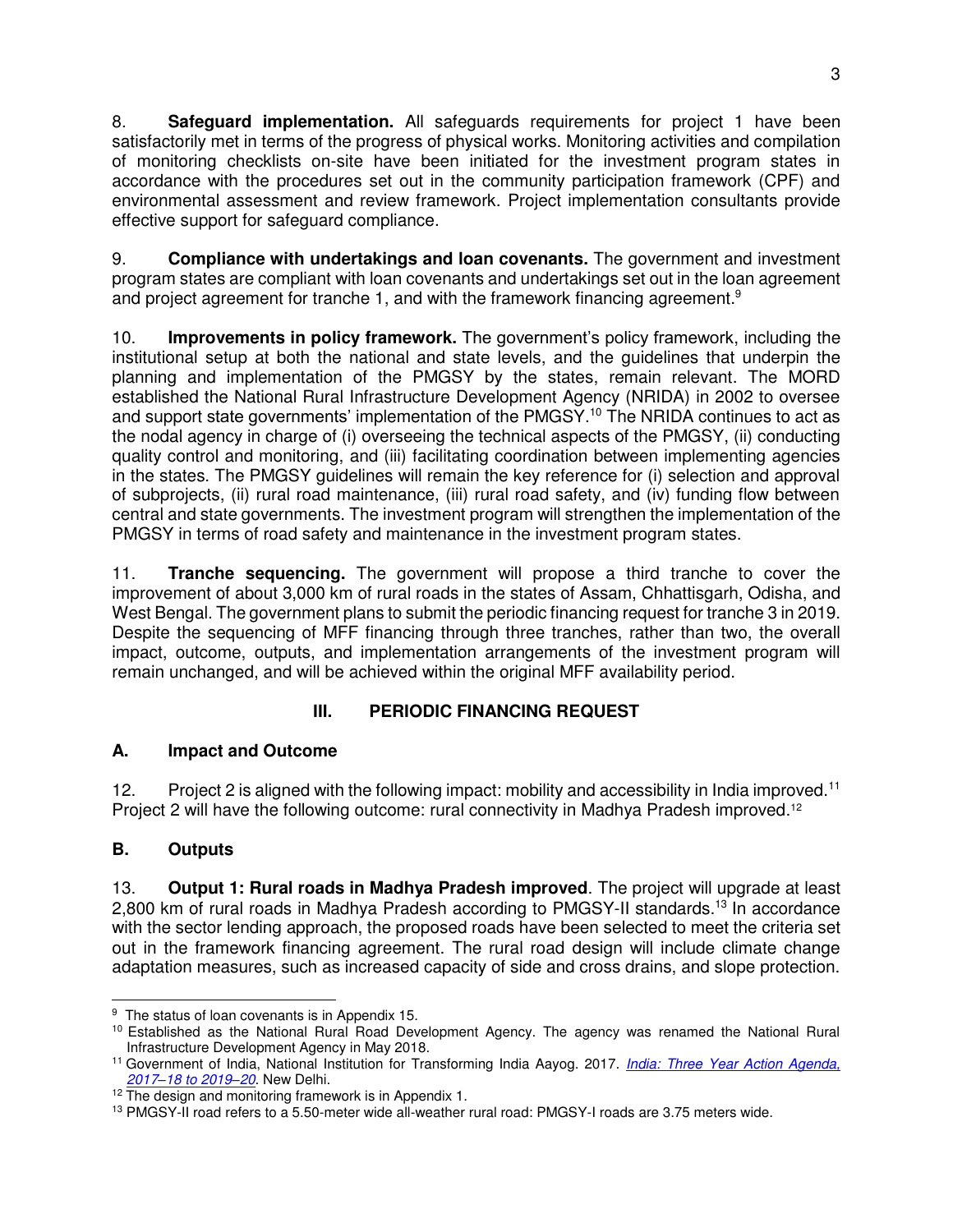8. **Safeguard implementation.** All safeguards requirements for project 1 have been satisfactorily met in terms of the progress of physical works. Monitoring activities and compilation of monitoring checklists on-site have been initiated for the investment program states in accordance with the procedures set out in the community participation framework (CPF) and environmental assessment and review framework. Project implementation consultants provide effective support for safeguard compliance.

9. **Compliance with undertakings and loan covenants.** The government and investment program states are compliant with loan covenants and undertakings set out in the loan agreement and project agreement for tranche 1, and with the framework financing agreement.[9]

10. **Improvements in policy framework.** The government's policy framework, including the institutional setup at both the national and state levels, and the guidelines that underpin the planning and implementation of the PMGSY by the states, remain relevant. The MORD established the National Rural Infrastructure Development Agency (NRIDA) in 2002 to oversee and support state governments' implementation of the PMGSY.[10] The NRIDA continues to act as the nodal agency in charge of (i) overseeing the technical aspects of the PMGSY, (ii) conducting quality control and monitoring, and (iii) facilitating coordination between implementing agencies in the states. The PMGSY guidelines will remain the key reference for (i) selection and approval of subprojects, (ii) rural road maintenance, (iii) rural road safety, and (iv) funding flow between central and state governments. The investment program will strengthen the implementation of the PMGSY in terms of road safety and maintenance in the investment program states.

11. **Tranche sequencing.** The government will propose a third tranche to cover the improvement of about 3,000 km of rural roads in the states of Assam, Chhattisgarh, Odisha, and West Bengal. The government plans to submit the periodic financing request for tranche 3 in 2019. Despite the sequencing of MFF financing through three tranches, rather than two, the overall impact, outcome, outputs, and implementation arrangements of the investment program will remain unchanged, and will be achieved within the original MFF availability period.

## III. PERIODIC FINANCING REQUEST

### A. Impact and Outcome

12. Project 2 is aligned with the following impact: mobility and accessibility in India improved.[11] Project 2 will have the following outcome: rural connectivity in Madhya Pradesh improved.[12]

### B. Outputs

13. **Output 1: Rural roads in Madhya Pradesh improved**. The project will upgrade at least 2,800 km of rural roads in Madhya Pradesh according to PMGSY-II standards.[13] In accordance with the sector lending approach, the proposed roads have been selected to meet the criteria set out in the framework financing agreement. The rural road design will include climate change adaptation measures, such as increased capacity of side and cross drains, and slope protection.

---

[9] The status of loan covenants is in Appendix 15.

[10] Established as the National Rural Road Development Agency. The agency was renamed the National Rural Infrastructure Development Agency in May 2018.

[11] Government of India, National Institution for Transforming India Aayog. 2017. *India: Three Year Action Agenda, 2017–18 to 2019–20*. New Delhi.

[12] The design and monitoring framework is in Appendix 1.

[13] PMGSY-II road refers to a 5.50-meter wide all-weather rural road: PMGSY-I roads are 3.75 meters wide.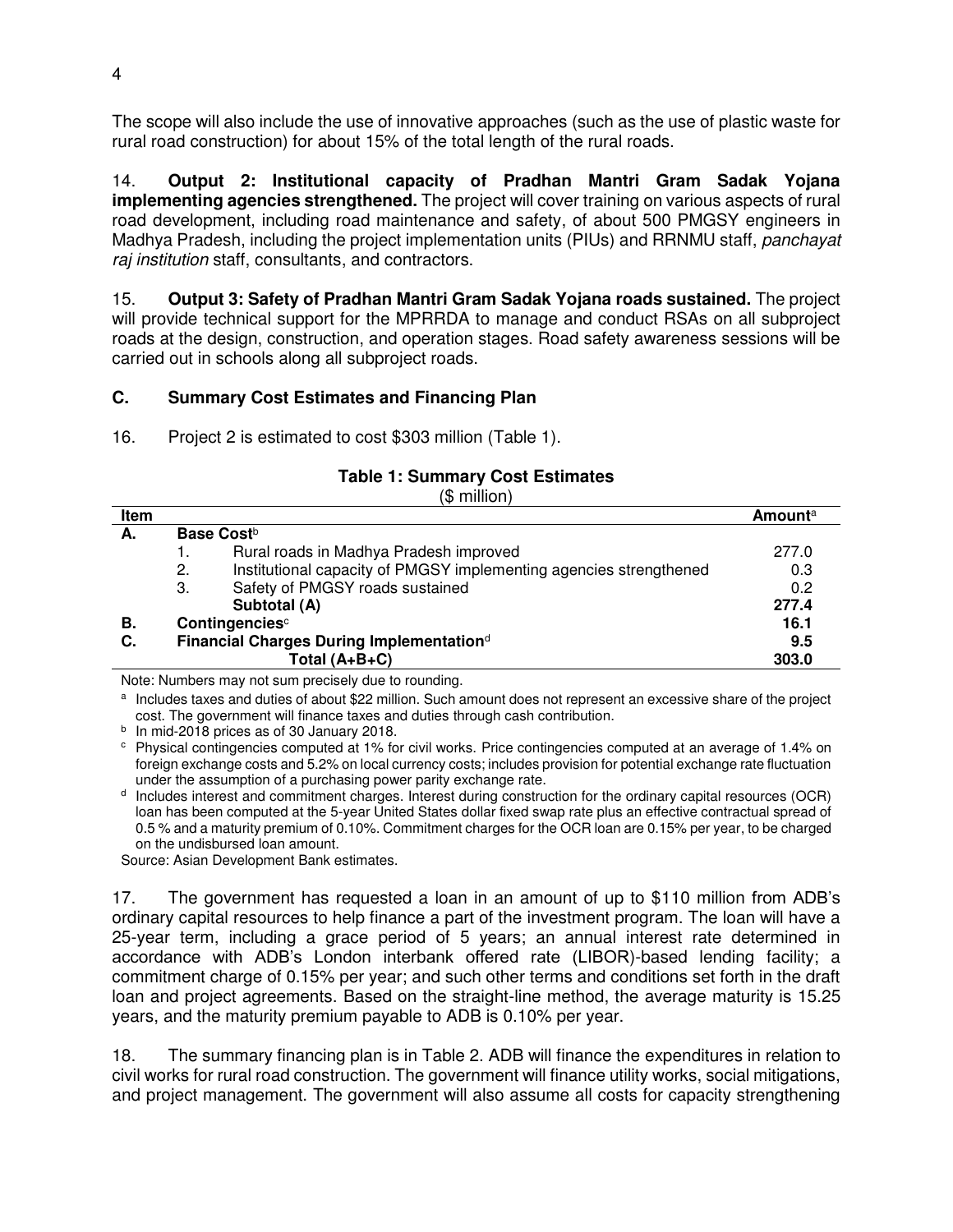The scope will also include the use of innovative approaches (such as the use of plastic waste for rural road construction) for about 15% of the total length of the rural roads.

14. **Output 2: Institutional capacity of Pradhan Mantri Gram Sadak Yojana implementing agencies strengthened.** The project will cover training on various aspects of rural road development, including road maintenance and safety, of about 500 PMGSY engineers in Madhya Pradesh, including the project implementation units (PIUs) and RRNMU staff, *panchayat raj institution* staff, consultants, and contractors.

15. **Output 3: Safety of Pradhan Mantri Gram Sadak Yojana roads sustained.** The project will provide technical support for the MPRRDA to manage and conduct RSAs on all subproject roads at the design, construction, and operation stages. Road safety awareness sessions will be carried out in schools along all subproject roads.

### C. Summary Cost Estimates and Financing Plan

16. Project 2 is estimated to cost $303 million (Table 1).

**Table 1: Summary Cost Estimates**
($ million)

| Item | | Amount[a] |
|---|---|---|
| A. | **Base Cost**[b] | |
| | 1. Rural roads in Madhya Pradesh improved | 277.0 |
| | 2. Institutional capacity of PMGSY implementing agencies strengthened | 0.3 |
| | 3. Safety of PMGSY roads sustained | 0.2 |
| | **Subtotal (A)** | **277.4** |
| B. | **Contingencies**[c] | **16.1** |
| C. | **Financial Charges During Implementation**[d] | **9.5** |
| | **Total (A+B+C)** | **303.0** |

Note: Numbers may not sum precisely due to rounding.

[a] Includes taxes and duties of about $22 million. Such amount does not represent an excessive share of the project cost. The government will finance taxes and duties through cash contribution.

[b] In mid-2018 prices as of 30 January 2018.

[c] Physical contingencies computed at 1% for civil works. Price contingencies computed at an average of 1.4% on foreign exchange costs and 5.2% on local currency costs; includes provision for potential exchange rate fluctuation under the assumption of a purchasing power parity exchange rate.

[d] Includes interest and commitment charges. Interest during construction for the ordinary capital resources (OCR) loan has been computed at the 5-year United States dollar fixed swap rate plus an effective contractual spread of 0.5 % and a maturity premium of 0.10%. Commitment charges for the OCR loan are 0.15% per year, to be charged on the undisbursed loan amount.

Source: Asian Development Bank estimates.

17. The government has requested a loan in an amount of up to $110 million from ADB's ordinary capital resources to help finance a part of the investment program. The loan will have a 25-year term, including a grace period of 5 years; an annual interest rate determined in accordance with ADB's London interbank offered rate (LIBOR)-based lending facility; a commitment charge of 0.15% per year; and such other terms and conditions set forth in the draft loan and project agreements. Based on the straight-line method, the average maturity is 15.25 years, and the maturity premium payable to ADB is 0.10% per year.

18. The summary financing plan is in Table 2. ADB will finance the expenditures in relation to civil works for rural road construction. The government will finance utility works, social mitigations, and project management. The government will also assume all costs for capacity strengthening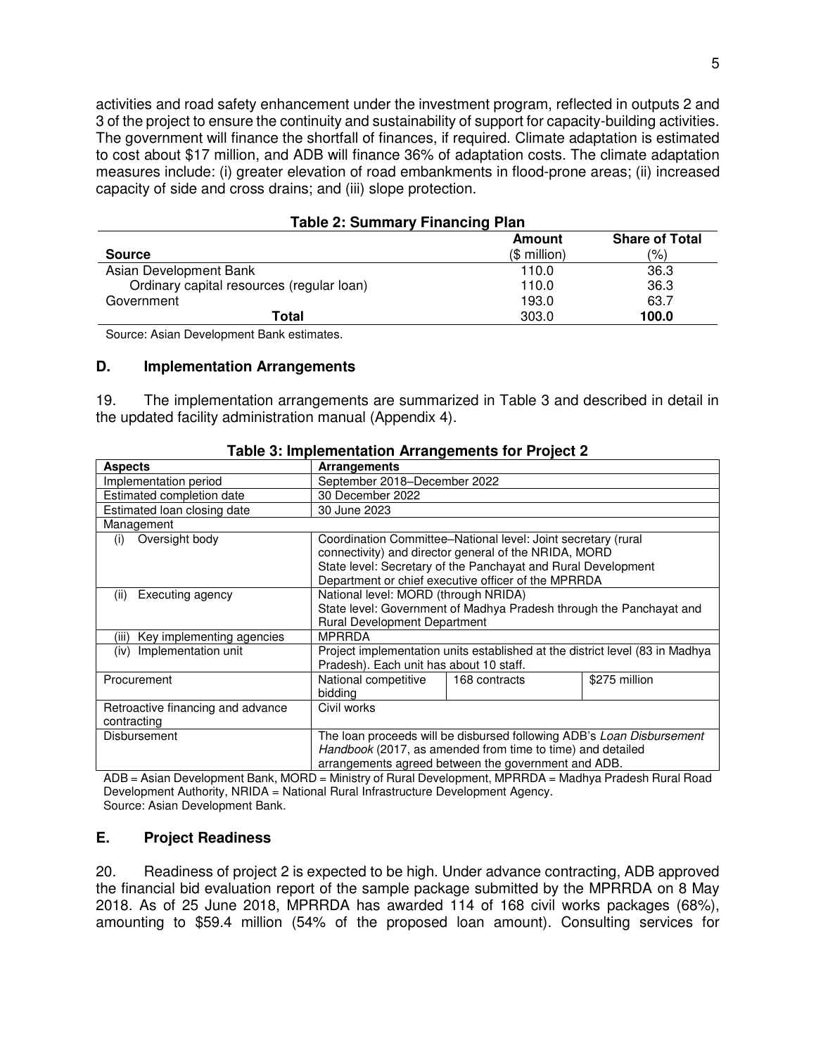activities and road safety enhancement under the investment program, reflected in outputs 2 and 3 of the project to ensure the continuity and sustainability of support for capacity-building activities. The government will finance the shortfall of finances, if required. Climate adaptation is estimated to cost about $17 million, and ADB will finance 36% of adaptation costs. The climate adaptation measures include: (i) greater elevation of road embankments in flood-prone areas; (ii) increased capacity of side and cross drains; and (iii) slope protection.

**Table 2: Summary Financing Plan**

| Source | Amount ($ million) | Share of Total (%) |
|---|---|---|
| Asian Development Bank | 110.0 | 36.3 |
| Ordinary capital resources (regular loan) | 110.0 | 36.3 |
| Government | 193.0 | 63.7 |
| **Total** | 303.0 | **100.0** |

Source: Asian Development Bank estimates.

## D. Implementation Arrangements

19. The implementation arrangements are summarized in Table 3 and described in detail in the updated facility administration manual (Appendix 4).

**Table 3: Implementation Arrangements for Project 2**

| Aspects | Arrangements | | |
|---|---|---|---|
| Implementation period | September 2018–December 2022 | | |
| Estimated completion date | 30 December 2022 | | |
| Estimated loan closing date | 30 June 2023 | | |
| Management | | | |
| (i) Oversight body | Coordination Committee–National level: Joint secretary (rural connectivity) and director general of the NRIDA, MORD<br>State level: Secretary of the Panchayat and Rural Development Department or chief executive officer of the MPRRDA | | |
| (ii) Executing agency | National level: MORD (through NRIDA)<br>State level: Government of Madhya Pradesh through the Panchayat and Rural Development Department | | |
| (iii) Key implementing agencies | MPRRDA | | |
| (iv) Implementation unit | Project implementation units established at the district level (83 in Madhya Pradesh). Each unit has about 10 staff. | | |
| Procurement | National competitive bidding | 168 contracts | $275 million |
| Retroactive financing and advance contracting | Civil works | | |
| Disbursement | The loan proceeds will be disbursed following ADB's *Loan Disbursement Handbook* (2017, as amended from time to time) and detailed arrangements agreed between the government and ADB. | | |

ADB = Asian Development Bank, MORD = Ministry of Rural Development, MPRRDA = Madhya Pradesh Rural Road Development Authority, NRIDA = National Rural Infrastructure Development Agency.
Source: Asian Development Bank.

## E. Project Readiness

20. Readiness of project 2 is expected to be high. Under advance contracting, ADB approved the financial bid evaluation report of the sample package submitted by the MPRRDA on 8 May 2018. As of 25 June 2018, MPRRDA has awarded 114 of 168 civil works packages (68%), amounting to $59.4 million (54% of the proposed loan amount). Consulting services for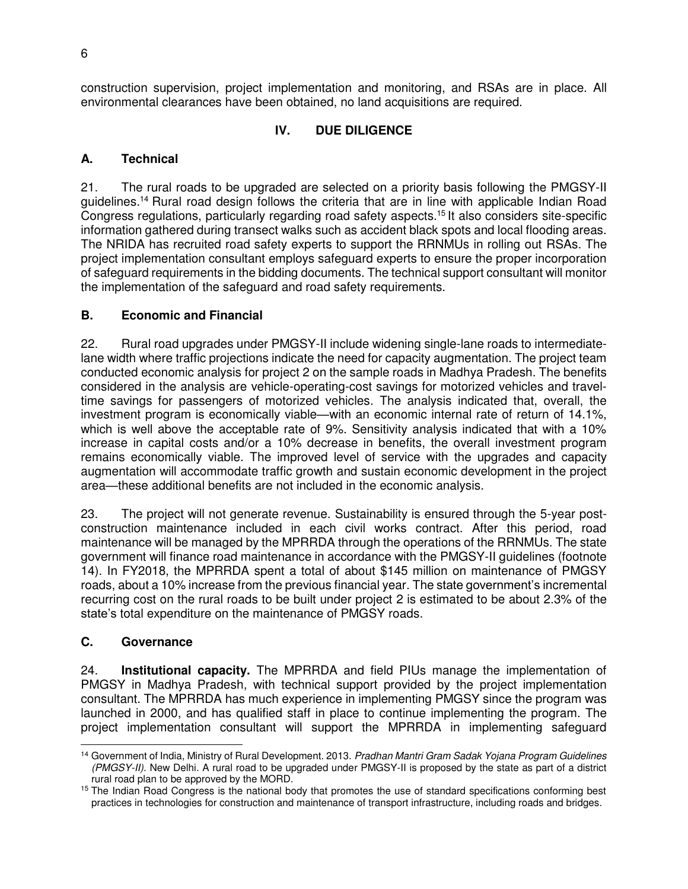construction supervision, project implementation and monitoring, and RSAs are in place. All environmental clearances have been obtained, no land acquisitions are required.

## IV. DUE DILIGENCE

### A. Technical

21. The rural roads to be upgraded are selected on a priority basis following the PMGSY-II guidelines.[14] Rural road design follows the criteria that are in line with applicable Indian Road Congress regulations, particularly regarding road safety aspects.[15] It also considers site-specific information gathered during transect walks such as accident black spots and local flooding areas. The NRIDA has recruited road safety experts to support the RRNMUs in rolling out RSAs. The project implementation consultant employs safeguard experts to ensure the proper incorporation of safeguard requirements in the bidding documents. The technical support consultant will monitor the implementation of the safeguard and road safety requirements.

### B. Economic and Financial

22. Rural road upgrades under PMGSY-II include widening single-lane roads to intermediate-lane width where traffic projections indicate the need for capacity augmentation. The project team conducted economic analysis for project 2 on the sample roads in Madhya Pradesh. The benefits considered in the analysis are vehicle-operating-cost savings for motorized vehicles and travel-time savings for passengers of motorized vehicles. The analysis indicated that, overall, the investment program is economically viable—with an economic internal rate of return of 14.1%, which is well above the acceptable rate of 9%. Sensitivity analysis indicated that with a 10% increase in capital costs and/or a 10% decrease in benefits, the overall investment program remains economically viable. The improved level of service with the upgrades and capacity augmentation will accommodate traffic growth and sustain economic development in the project area—these additional benefits are not included in the economic analysis.

23. The project will not generate revenue. Sustainability is ensured through the 5-year post-construction maintenance included in each civil works contract. After this period, road maintenance will be managed by the MPRRDA through the operations of the RRNMUs. The state government will finance road maintenance in accordance with the PMGSY-II guidelines (footnote 14). In FY2018, the MPRRDA spent a total of about $145 million on maintenance of PMGSY roads, about a 10% increase from the previous financial year. The state government's incremental recurring cost on the rural roads to be built under project 2 is estimated to be about 2.3% of the state's total expenditure on the maintenance of PMGSY roads.

### C. Governance

24. **Institutional capacity.** The MPRRDA and field PIUs manage the implementation of PMGSY in Madhya Pradesh, with technical support provided by the project implementation consultant. The MPRRDA has much experience in implementing PMGSY since the program was launched in 2000, and has qualified staff in place to continue implementing the program. The project implementation consultant will support the MPRRDA in implementing safeguard

---

[14] Government of India, Ministry of Rural Development. 2013. *Pradhan Mantri Gram Sadak Yojana Program Guidelines (PMGSY-II)*. New Delhi. A rural road to be upgraded under PMGSY-II is proposed by the state as part of a district rural road plan to be approved by the MORD.

[15] The Indian Road Congress is the national body that promotes the use of standard specifications conforming best practices in technologies for construction and maintenance of transport infrastructure, including roads and bridges.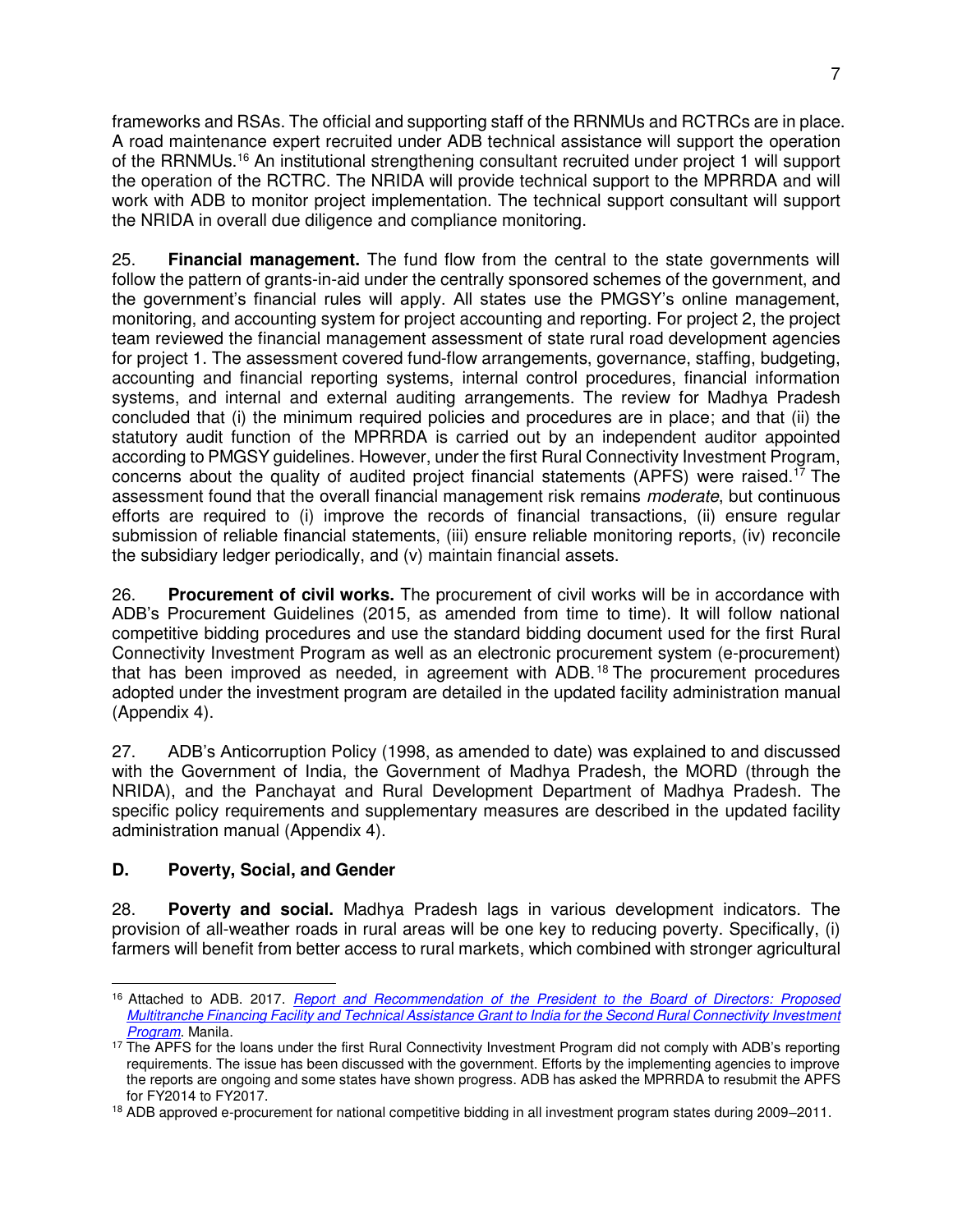frameworks and RSAs. The official and supporting staff of the RRNMUs and RCTRCs are in place. A road maintenance expert recruited under ADB technical assistance will support the operation of the RRNMUs.[16] An institutional strengthening consultant recruited under project 1 will support the operation of the RCTRC. The NRIDA will provide technical support to the MPRRDA and will work with ADB to monitor project implementation. The technical support consultant will support the NRIDA in overall due diligence and compliance monitoring.

25. **Financial management.** The fund flow from the central to the state governments will follow the pattern of grants-in-aid under the centrally sponsored schemes of the government, and the government's financial rules will apply. All states use the PMGSY's online management, monitoring, and accounting system for project accounting and reporting. For project 2, the project team reviewed the financial management assessment of state rural road development agencies for project 1. The assessment covered fund-flow arrangements, governance, staffing, budgeting, accounting and financial reporting systems, internal control procedures, financial information systems, and internal and external auditing arrangements. The review for Madhya Pradesh concluded that (i) the minimum required policies and procedures are in place; and that (ii) the statutory audit function of the MPRRDA is carried out by an independent auditor appointed according to PMGSY guidelines. However, under the first Rural Connectivity Investment Program, concerns about the quality of audited project financial statements (APFS) were raised.[17] The assessment found that the overall financial management risk remains *moderate*, but continuous efforts are required to (i) improve the records of financial transactions, (ii) ensure regular submission of reliable financial statements, (iii) ensure reliable monitoring reports, (iv) reconcile the subsidiary ledger periodically, and (v) maintain financial assets.

26. **Procurement of civil works.** The procurement of civil works will be in accordance with ADB's Procurement Guidelines (2015, as amended from time to time). It will follow national competitive bidding procedures and use the standard bidding document used for the first Rural Connectivity Investment Program as well as an electronic procurement system (e-procurement) that has been improved as needed, in agreement with ADB.[18] The procurement procedures adopted under the investment program are detailed in the updated facility administration manual (Appendix 4).

27. ADB's Anticorruption Policy (1998, as amended to date) was explained to and discussed with the Government of India, the Government of Madhya Pradesh, the MORD (through the NRIDA), and the Panchayat and Rural Development Department of Madhya Pradesh. The specific policy requirements and supplementary measures are described in the updated facility administration manual (Appendix 4).

### D. Poverty, Social, and Gender

28. **Poverty and social.** Madhya Pradesh lags in various development indicators. The provision of all-weather roads in rural areas will be one key to reducing poverty. Specifically, (i) farmers will benefit from better access to rural markets, which combined with stronger agricultural

---

[16] Attached to ADB. 2017. *Report and Recommendation of the President to the Board of Directors: Proposed Multitranche Financing Facility and Technical Assistance Grant to India for the Second Rural Connectivity Investment Program*. Manila.

[17] The APFS for the loans under the first Rural Connectivity Investment Program did not comply with ADB's reporting requirements. The issue has been discussed with the government. Efforts by the implementing agencies to improve the reports are ongoing and some states have shown progress. ADB has asked the MPRRDA to resubmit the APFS for FY2014 to FY2017.

[18] ADB approved e-procurement for national competitive bidding in all investment program states during 2009–2011.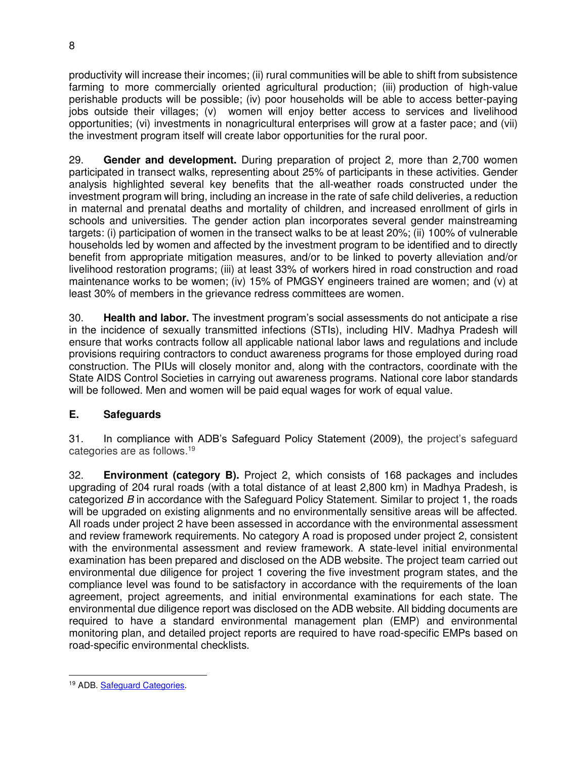productivity will increase their incomes; (ii) rural communities will be able to shift from subsistence farming to more commercially oriented agricultural production; (iii) production of high-value perishable products will be possible; (iv) poor households will be able to access better-paying jobs outside their villages; (v) women will enjoy better access to services and livelihood opportunities; (vi) investments in nonagricultural enterprises will grow at a faster pace; and (vii) the investment program itself will create labor opportunities for the rural poor.

29. **Gender and development.** During preparation of project 2, more than 2,700 women participated in transect walks, representing about 25% of participants in these activities. Gender analysis highlighted several key benefits that the all-weather roads constructed under the investment program will bring, including an increase in the rate of safe child deliveries, a reduction in maternal and prenatal deaths and mortality of children, and increased enrollment of girls in schools and universities. The gender action plan incorporates several gender mainstreaming targets: (i) participation of women in the transect walks to be at least 20%; (ii) 100% of vulnerable households led by women and affected by the investment program to be identified and to directly benefit from appropriate mitigation measures, and/or to be linked to poverty alleviation and/or livelihood restoration programs; (iii) at least 33% of workers hired in road construction and road maintenance works to be women; (iv) 15% of PMGSY engineers trained are women; and (v) at least 30% of members in the grievance redress committees are women.

30. **Health and labor.** The investment program's social assessments do not anticipate a rise in the incidence of sexually transmitted infections (STIs), including HIV. Madhya Pradesh will ensure that works contracts follow all applicable national labor laws and regulations and include provisions requiring contractors to conduct awareness programs for those employed during road construction. The PIUs will closely monitor and, along with the contractors, coordinate with the State AIDS Control Societies in carrying out awareness programs. National core labor standards will be followed. Men and women will be paid equal wages for work of equal value.

## E. Safeguards

31. In compliance with ADB's Safeguard Policy Statement (2009), the project's safeguard categories are as follows.[19]

32. **Environment (category B).** Project 2, which consists of 168 packages and includes upgrading of 204 rural roads (with a total distance of at least 2,800 km) in Madhya Pradesh, is categorized *B* in accordance with the Safeguard Policy Statement. Similar to project 1, the roads will be upgraded on existing alignments and no environmentally sensitive areas will be affected. All roads under project 2 have been assessed in accordance with the environmental assessment and review framework requirements. No category A road is proposed under project 2, consistent with the environmental assessment and review framework. A state-level initial environmental examination has been prepared and disclosed on the ADB website. The project team carried out environmental due diligence for project 1 covering the five investment program states, and the compliance level was found to be satisfactory in accordance with the requirements of the loan agreement, project agreements, and initial environmental examinations for each state. The environmental due diligence report was disclosed on the ADB website. All bidding documents are required to have a standard environmental management plan (EMP) and environmental monitoring plan, and detailed project reports are required to have road-specific EMPs based on road-specific environmental checklists.

---

[19] ADB. Safeguard Categories.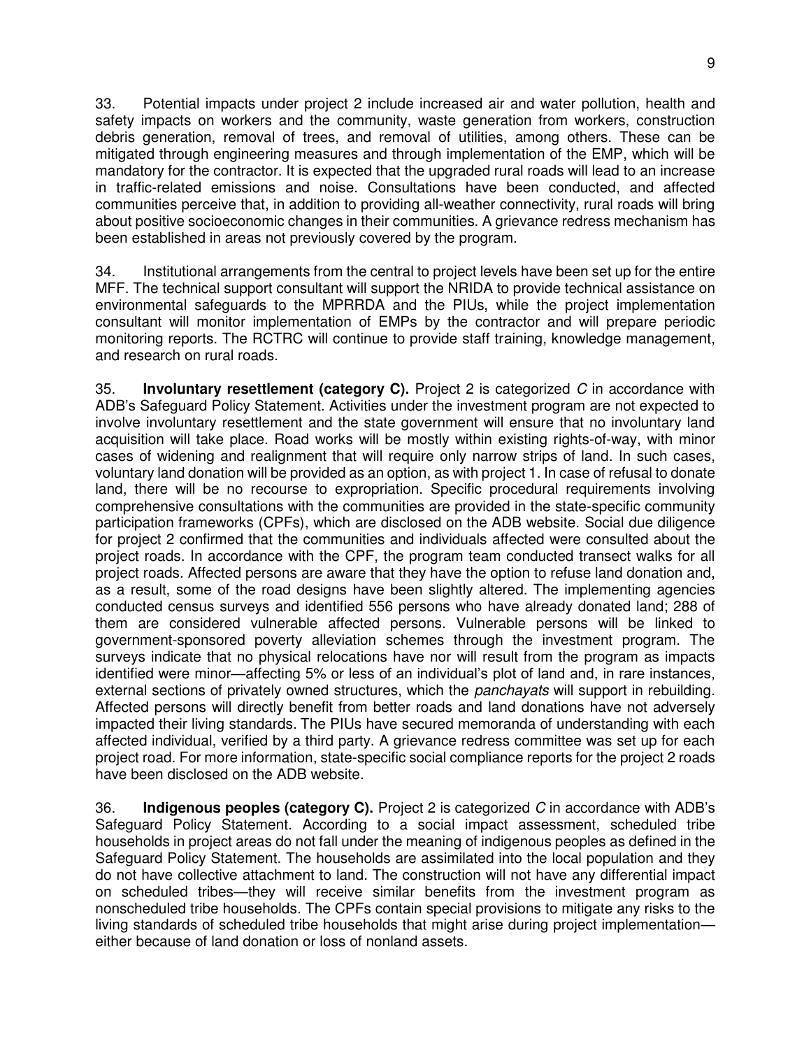33. Potential impacts under project 2 include increased air and water pollution, health and safety impacts on workers and the community, waste generation from workers, construction debris generation, removal of trees, and removal of utilities, among others. These can be mitigated through engineering measures and through implementation of the EMP, which will be mandatory for the contractor. It is expected that the upgraded rural roads will lead to an increase in traffic-related emissions and noise. Consultations have been conducted, and affected communities perceive that, in addition to providing all-weather connectivity, rural roads will bring about positive socioeconomic changes in their communities. A grievance redress mechanism has been established in areas not previously covered by the program.

34. Institutional arrangements from the central to project levels have been set up for the entire MFF. The technical support consultant will support the NRIDA to provide technical assistance on environmental safeguards to the MPRRDA and the PIUs, while the project implementation consultant will monitor implementation of EMPs by the contractor and will prepare periodic monitoring reports. The RCTRC will continue to provide staff training, knowledge management, and research on rural roads.

35. **Involuntary resettlement (category C).** Project 2 is categorized *C* in accordance with ADB's Safeguard Policy Statement. Activities under the investment program are not expected to involve involuntary resettlement and the state government will ensure that no involuntary land acquisition will take place. Road works will be mostly within existing rights-of-way, with minor cases of widening and realignment that will require only narrow strips of land. In such cases, voluntary land donation will be provided as an option, as with project 1. In case of refusal to donate land, there will be no recourse to expropriation. Specific procedural requirements involving comprehensive consultations with the communities are provided in the state-specific community participation frameworks (CPFs), which are disclosed on the ADB website. Social due diligence for project 2 confirmed that the communities and individuals affected were consulted about the project roads. In accordance with the CPF, the program team conducted transect walks for all project roads. Affected persons are aware that they have the option to refuse land donation and, as a result, some of the road designs have been slightly altered. The implementing agencies conducted census surveys and identified 556 persons who have already donated land; 288 of them are considered vulnerable affected persons. Vulnerable persons will be linked to government-sponsored poverty alleviation schemes through the investment program. The surveys indicate that no physical relocations have nor will result from the program as impacts identified were minor—affecting 5% or less of an individual's plot of land and, in rare instances, external sections of privately owned structures, which the *panchayats* will support in rebuilding. Affected persons will directly benefit from better roads and land donations have not adversely impacted their living standards. The PIUs have secured memoranda of understanding with each affected individual, verified by a third party. A grievance redress committee was set up for each project road. For more information, state-specific social compliance reports for the project 2 roads have been disclosed on the ADB website.

36. **Indigenous peoples (category C).** Project 2 is categorized *C* in accordance with ADB's Safeguard Policy Statement. According to a social impact assessment, scheduled tribe households in project areas do not fall under the meaning of indigenous peoples as defined in the Safeguard Policy Statement. The households are assimilated into the local population and they do not have collective attachment to land. The construction will not have any differential impact on scheduled tribes—they will receive similar benefits from the investment program as nonscheduled tribe households. The CPFs contain special provisions to mitigate any risks to the living standards of scheduled tribe households that might arise during project implementation—either because of land donation or loss of nonland assets.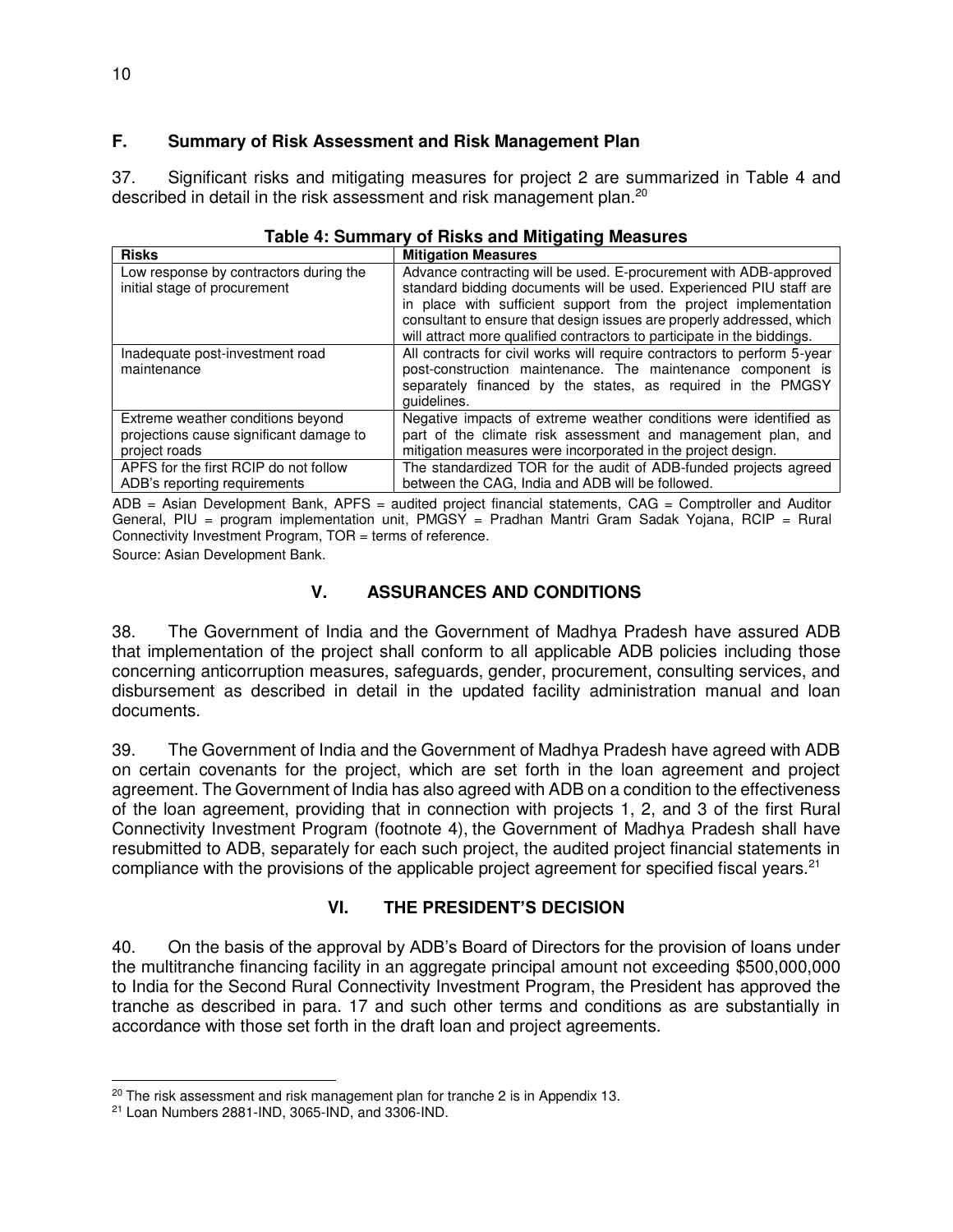## F. Summary of Risk Assessment and Risk Management Plan

37. Significant risks and mitigating measures for project 2 are summarized in Table 4 and described in detail in the risk assessment and risk management plan.[20]

**Table 4: Summary of Risks and Mitigating Measures**

| Risks | Mitigation Measures |
| --- | --- |
| Low response by contractors during the initial stage of procurement | Advance contracting will be used. E-procurement with ADB-approved standard bidding documents will be used. Experienced PIU staff are in place with sufficient support from the project implementation consultant to ensure that design issues are properly addressed, which will attract more qualified contractors to participate in the biddings. |
| Inadequate post-investment road maintenance | All contracts for civil works will require contractors to perform 5-year post-construction maintenance. The maintenance component is separately financed by the states, as required in the PMGSY guidelines. |
| Extreme weather conditions beyond projections cause significant damage to project roads | Negative impacts of extreme weather conditions were identified as part of the climate risk assessment and management plan, and mitigation measures were incorporated in the project design. |
| APFS for the first RCIP do not follow ADB's reporting requirements | The standardized TOR for the audit of ADB-funded projects agreed between the CAG, India and ADB will be followed. |

ADB = Asian Development Bank, APFS = audited project financial statements, CAG = Comptroller and Auditor General, PIU = program implementation unit, PMGSY = Pradhan Mantri Gram Sadak Yojana, RCIP = Rural Connectivity Investment Program, TOR = terms of reference.

Source: Asian Development Bank.

# V. ASSURANCES AND CONDITIONS

38. The Government of India and the Government of Madhya Pradesh have assured ADB that implementation of the project shall conform to all applicable ADB policies including those concerning anticorruption measures, safeguards, gender, procurement, consulting services, and disbursement as described in detail in the updated facility administration manual and loan documents.

39. The Government of India and the Government of Madhya Pradesh have agreed with ADB on certain covenants for the project, which are set forth in the loan agreement and project agreement. The Government of India has also agreed with ADB on a condition to the effectiveness of the loan agreement, providing that in connection with projects 1, 2, and 3 of the first Rural Connectivity Investment Program (footnote 4), the Government of Madhya Pradesh shall have resubmitted to ADB, separately for each such project, the audited project financial statements in compliance with the provisions of the applicable project agreement for specified fiscal years.[21]

# VI. THE PRESIDENT'S DECISION

40. On the basis of the approval by ADB's Board of Directors for the provision of loans under the multitranche financing facility in an aggregate principal amount not exceeding $500,000,000 to India for the Second Rural Connectivity Investment Program, the President has approved the tranche as described in para. 17 and such other terms and conditions as are substantially in accordance with those set forth in the draft loan and project agreements.

---

[20] The risk assessment and risk management plan for tranche 2 is in Appendix 13.

[21] Loan Numbers 2881-IND, 3065-IND, and 3306-IND.